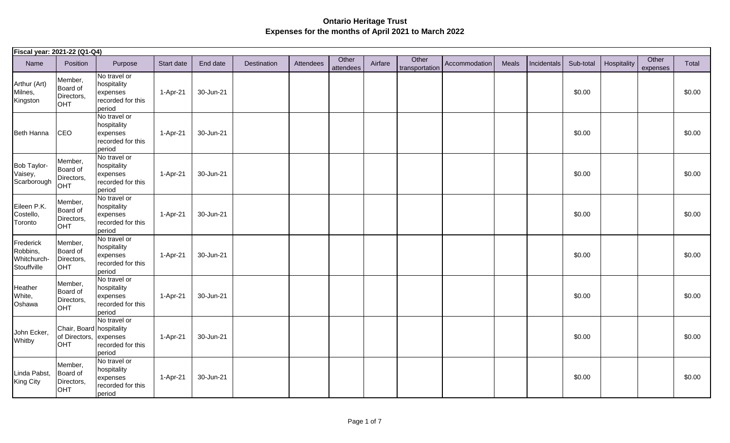# Ontario Heritage Trust
## Expenses for the months of April 2021 to March 2022

| Fiscal year: 2021-22 (Q1-Q4) | | | | | | | | | | | | | | | | |
|---|---|---|---|---|---|---|---|---|---|---|---|---|---|---|---|---|
| Name | Position | Purpose | Start date | End date | Destination | Attendees | Other attendees | Airfare | Other transportation | Accommodation | Meals | Incidentals | Sub-total | Hospitality | Other expenses | Total |
| Arthur (Art) Milnes, Kingston | Member, Board of Directors, OHT | No travel or hospitality expenses recorded for this period | 1-Apr-21 | 30-Jun-21 | | | | | | | | | $0.00 | | | $0.00 |
| Beth Hanna | CEO | No travel or hospitality expenses recorded for this period | 1-Apr-21 | 30-Jun-21 | | | | | | | | | $0.00 | | | $0.00 |
| Bob Taylor-Vaisey, Scarborough | Member, Board of Directors, OHT | No travel or hospitality expenses recorded for this period | 1-Apr-21 | 30-Jun-21 | | | | | | | | | $0.00 | | | $0.00 |
| Eileen P.K. Costello, Toronto | Member, Board of Directors, OHT | No travel or hospitality expenses recorded for this period | 1-Apr-21 | 30-Jun-21 | | | | | | | | | $0.00 | | | $0.00 |
| Frederick Robbins, Whitchurch-Stouffville | Member, Board of Directors, OHT | No travel or hospitality expenses recorded for this period | 1-Apr-21 | 30-Jun-21 | | | | | | | | | $0.00 | | | $0.00 |
| Heather White, Oshawa | Member, Board of Directors, OHT | No travel or hospitality expenses recorded for this period | 1-Apr-21 | 30-Jun-21 | | | | | | | | | $0.00 | | | $0.00 |
| John Ecker, Whitby | Chair, Board of Directors, OHT | No travel or hospitality expenses recorded for this period | 1-Apr-21 | 30-Jun-21 | | | | | | | | | $0.00 | | | $0.00 |
| Linda Pabst, King City | Member, Board of Directors, OHT | No travel or hospitality expenses recorded for this period | 1-Apr-21 | 30-Jun-21 | | | | | | | | | $0.00 | | | $0.00 |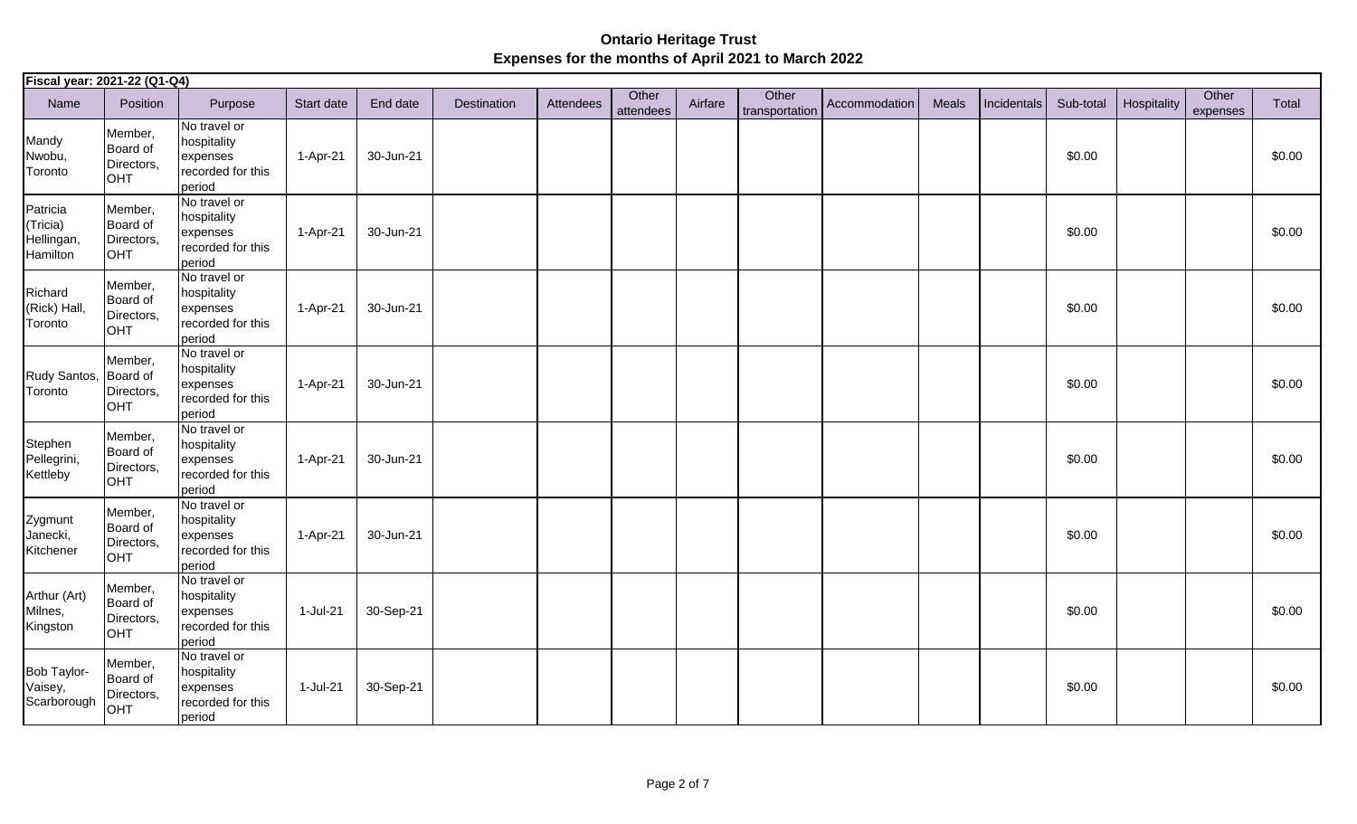# Ontario Heritage Trust
## Expenses for the months of April 2021 to March 2022

**Fiscal year: 2021-22 (Q1-Q4)**

| Name | Position | Purpose | Start date | End date | Destination | Attendees | Other attendees | Airfare | Other transportation | Accommodation | Meals | Incidentals | Sub-total | Hospitality | Other expenses | Total |
|---|---|---|---|---|---|---|---|---|---|---|---|---|---|---|---|---|
| Mandy Nwobu, Toronto | Member, Board of Directors, OHT | No travel or hospitality expenses recorded for this period | 1-Apr-21 | 30-Jun-21 | | | | | | | | | $0.00 | | | $0.00 |
| Patricia (Tricia) Hellingan, Hamilton | Member, Board of Directors, OHT | No travel or hospitality expenses recorded for this period | 1-Apr-21 | 30-Jun-21 | | | | | | | | | $0.00 | | | $0.00 |
| Richard (Rick) Hall, Toronto | Member, Board of Directors, OHT | No travel or hospitality expenses recorded for this period | 1-Apr-21 | 30-Jun-21 | | | | | | | | | $0.00 | | | $0.00 |
| Rudy Santos, Toronto | Member, Board of Directors, OHT | No travel or hospitality expenses recorded for this period | 1-Apr-21 | 30-Jun-21 | | | | | | | | | $0.00 | | | $0.00 |
| Stephen Pellegrini, Kettleby | Member, Board of Directors, OHT | No travel or hospitality expenses recorded for this period | 1-Apr-21 | 30-Jun-21 | | | | | | | | | $0.00 | | | $0.00 |
| Zygmunt Janecki, Kitchener | Member, Board of Directors, OHT | No travel or hospitality expenses recorded for this period | 1-Apr-21 | 30-Jun-21 | | | | | | | | | $0.00 | | | $0.00 |
| Arthur (Art) Milnes, Kingston | Member, Board of Directors, OHT | No travel or hospitality expenses recorded for this period | 1-Jul-21 | 30-Sep-21 | | | | | | | | | $0.00 | | | $0.00 |
| Bob Taylor-Vaisey, Scarborough | Member, Board of Directors, OHT | No travel or hospitality expenses recorded for this period | 1-Jul-21 | 30-Sep-21 | | | | | | | | | $0.00 | | | $0.00 |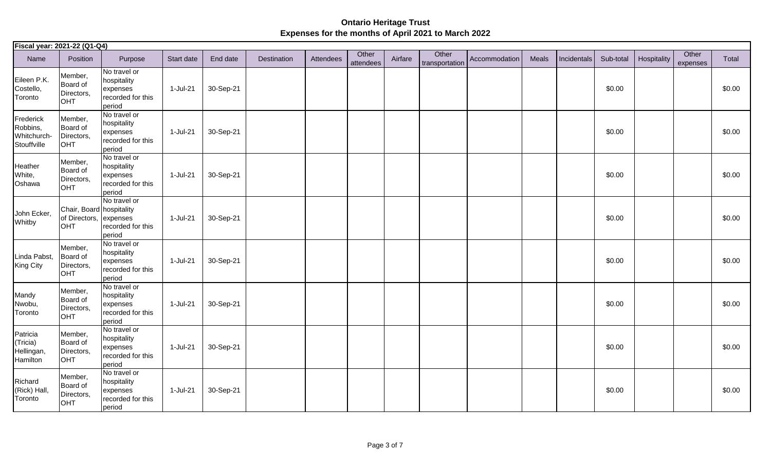# Ontario Heritage Trust
## Expenses for the months of April 2021 to March 2022

| Fiscal year: 2021-22 (Q1-Q4) | | | | | | | | | | | | | | | | |
|---|---|---|---|---|---|---|---|---|---|---|---|---|---|---|---|---|
| Name | Position | Purpose | Start date | End date | Destination | Attendees | Other attendees | Airfare | Other transportation | Accommodation | Meals | Incidentals | Sub-total | Hospitality | Other expenses | Total |
| Eileen P.K. Costello, Toronto | Member, Board of Directors, OHT | No travel or hospitality expenses recorded for this period | 1-Jul-21 | 30-Sep-21 | | | | | | | | | $0.00 | | | $0.00 |
| Frederick Robbins, Whitchurch-Stouffville | Member, Board of Directors, OHT | No travel or hospitality expenses recorded for this period | 1-Jul-21 | 30-Sep-21 | | | | | | | | | $0.00 | | | $0.00 |
| Heather White, Oshawa | Member, Board of Directors, OHT | No travel or hospitality expenses recorded for this period | 1-Jul-21 | 30-Sep-21 | | | | | | | | | $0.00 | | | $0.00 |
| John Ecker, Whitby | Chair, Board of Directors, OHT | No travel or hospitality expenses recorded for this period | 1-Jul-21 | 30-Sep-21 | | | | | | | | | $0.00 | | | $0.00 |
| Linda Pabst, King City | Member, Board of Directors, OHT | No travel or hospitality expenses recorded for this period | 1-Jul-21 | 30-Sep-21 | | | | | | | | | $0.00 | | | $0.00 |
| Mandy Nwobu, Toronto | Member, Board of Directors, OHT | No travel or hospitality expenses recorded for this period | 1-Jul-21 | 30-Sep-21 | | | | | | | | | $0.00 | | | $0.00 |
| Patricia (Tricia) Hellingan, Hamilton | Member, Board of Directors, OHT | No travel or hospitality expenses recorded for this period | 1-Jul-21 | 30-Sep-21 | | | | | | | | | $0.00 | | | $0.00 |
| Richard (Rick) Hall, Toronto | Member, Board of Directors, OHT | No travel or hospitality expenses recorded for this period | 1-Jul-21 | 30-Sep-21 | | | | | | | | | $0.00 | | | $0.00 |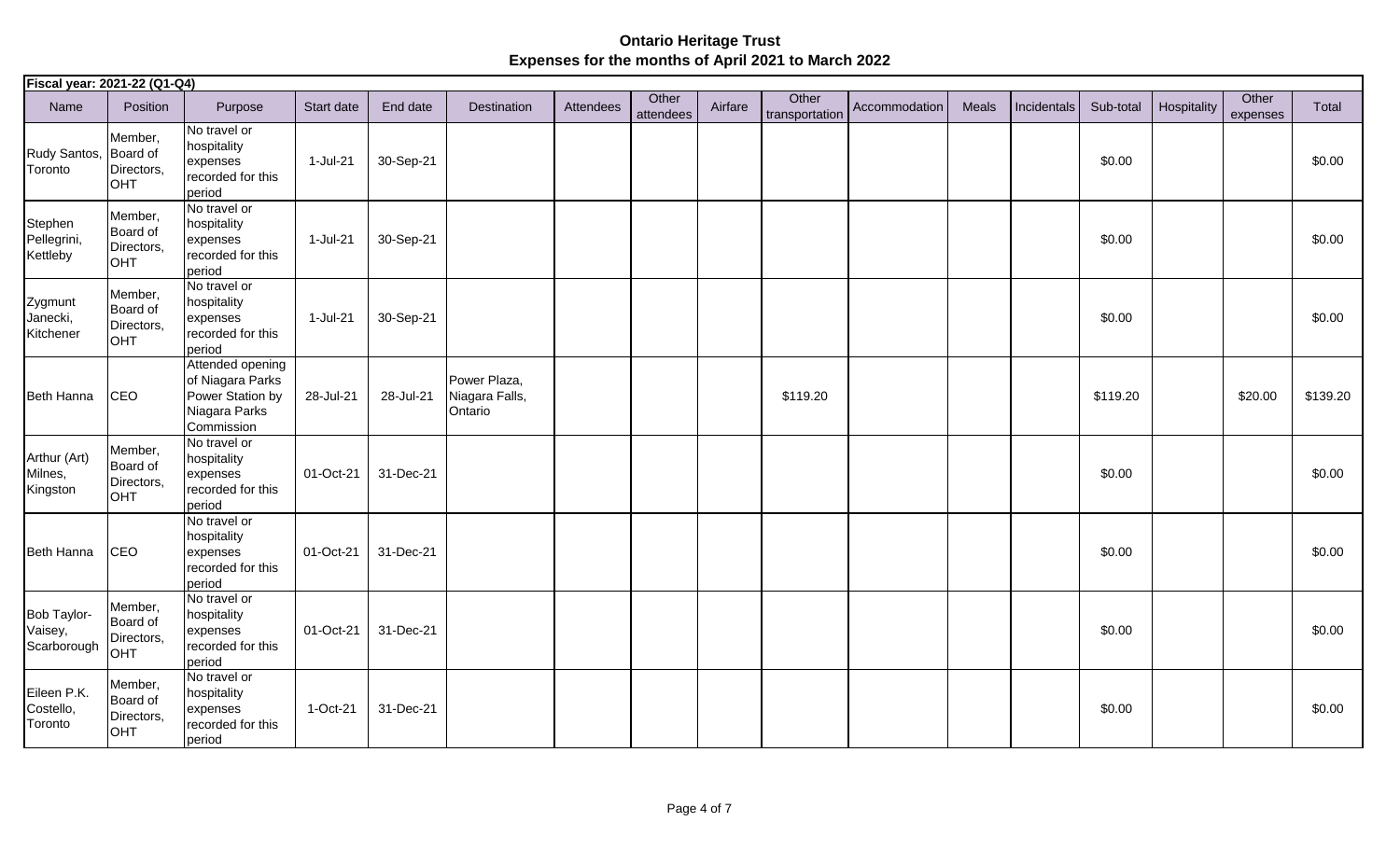# Ontario Heritage Trust
## Expenses for the months of April 2021 to March 2022

| Fiscal year: 2021-22 (Q1-Q4) | | | | | | | | | | | | | | | | |
|---|---|---|---|---|---|---|---|---|---|---|---|---|---|---|---|---|
| Name | Position | Purpose | Start date | End date | Destination | Attendees | Other attendees | Airfare | Other transportation | Accommodation | Meals | Incidentals | Sub-total | Hospitality | Other expenses | Total |
| Rudy Santos, Toronto | Member, Board of Directors, OHT | No travel or hospitality expenses recorded for this period | 1-Jul-21 | 30-Sep-21 | | | | | | | | | $0.00 | | | $0.00 |
| Stephen Pellegrini, Kettleby | Member, Board of Directors, OHT | No travel or hospitality expenses recorded for this period | 1-Jul-21 | 30-Sep-21 | | | | | | | | | $0.00 | | | $0.00 |
| Zygmunt Janecki, Kitchener | Member, Board of Directors, OHT | No travel or hospitality expenses recorded for this period | 1-Jul-21 | 30-Sep-21 | | | | | | | | | $0.00 | | | $0.00 |
| Beth Hanna | CEO | Attended opening of Niagara Parks Power Station by Niagara Parks Commission | 28-Jul-21 | 28-Jul-21 | Power Plaza, Niagara Falls, Ontario | | | | $119.20 | | | | $119.20 | | $20.00 | $139.20 |
| Arthur (Art) Milnes, Kingston | Member, Board of Directors, OHT | No travel or hospitality expenses recorded for this period | 01-Oct-21 | 31-Dec-21 | | | | | | | | | $0.00 | | | $0.00 |
| Beth Hanna | CEO | No travel or hospitality expenses recorded for this period | 01-Oct-21 | 31-Dec-21 | | | | | | | | | $0.00 | | | $0.00 |
| Bob Taylor-Vaisey, Scarborough | Member, Board of Directors, OHT | No travel or hospitality expenses recorded for this period | 01-Oct-21 | 31-Dec-21 | | | | | | | | | $0.00 | | | $0.00 |
| Eileen P.K. Costello, Toronto | Member, Board of Directors, OHT | No travel or hospitality expenses recorded for this period | 1-Oct-21 | 31-Dec-21 | | | | | | | | | $0.00 | | | $0.00 |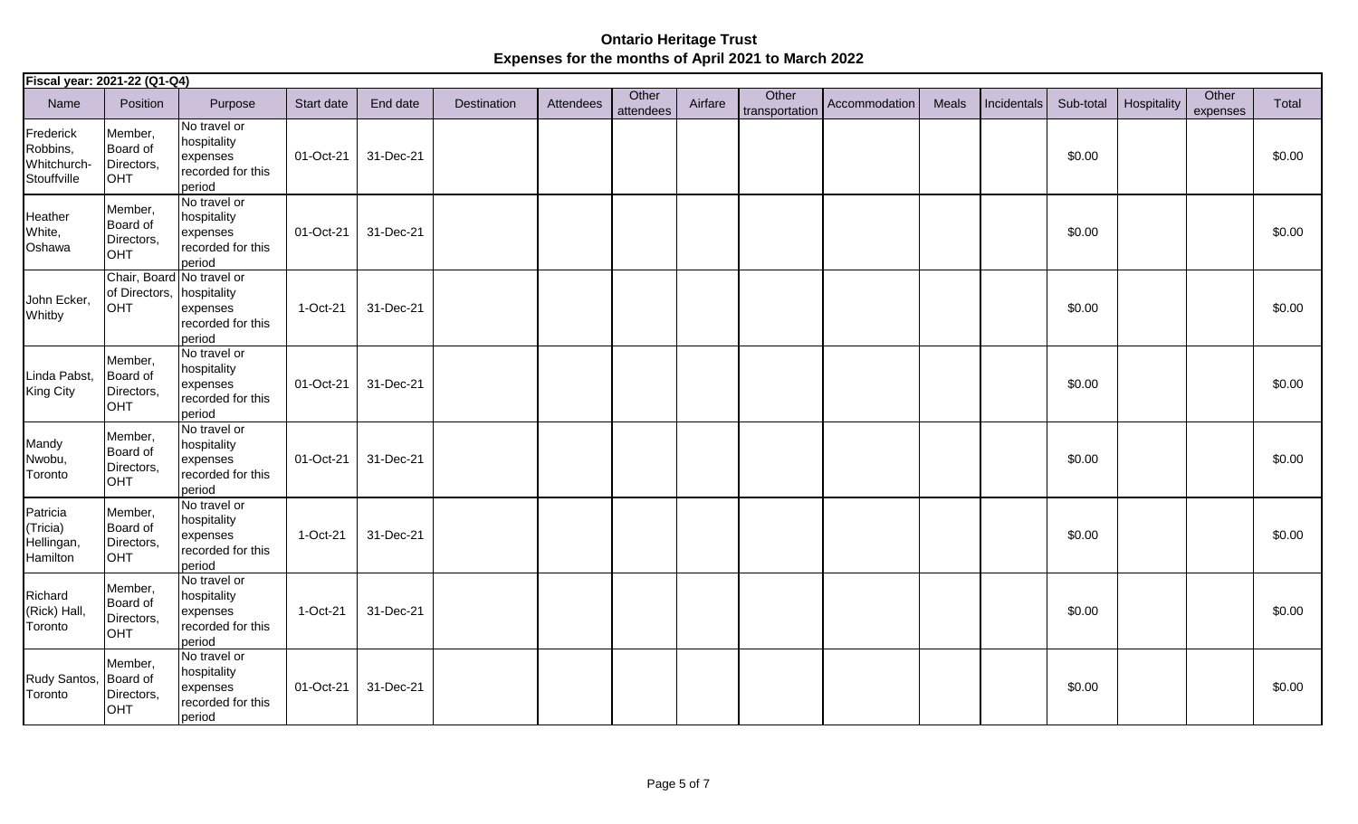# Ontario Heritage Trust
## Expenses for the months of April 2021 to March 2022

**Fiscal year: 2021-22 (Q1-Q4)**

| Name | Position | Purpose | Start date | End date | Destination | Attendees | Other attendees | Airfare | Other transportation | Accommodation | Meals | Incidentals | Sub-total | Hospitality | Other expenses | Total |
|---|---|---|---|---|---|---|---|---|---|---|---|---|---|---|---|---|
| Frederick Robbins, Whitchurch-Stouffville | Member, Board of Directors, OHT | No travel or hospitality expenses recorded for this period | 01-Oct-21 | 31-Dec-21 | | | | | | | | | $0.00 | | | $0.00 |
| Heather White, Oshawa | Member, Board of Directors, OHT | No travel or hospitality expenses recorded for this period | 01-Oct-21 | 31-Dec-21 | | | | | | | | | $0.00 | | | $0.00 |
| John Ecker, Whitby | Chair, Board of Directors, OHT | No travel or hospitality expenses recorded for this period | 1-Oct-21 | 31-Dec-21 | | | | | | | | | $0.00 | | | $0.00 |
| Linda Pabst, King City | Member, Board of Directors, OHT | No travel or hospitality expenses recorded for this period | 01-Oct-21 | 31-Dec-21 | | | | | | | | | $0.00 | | | $0.00 |
| Mandy Nwobu, Toronto | Member, Board of Directors, OHT | No travel or hospitality expenses recorded for this period | 01-Oct-21 | 31-Dec-21 | | | | | | | | | $0.00 | | | $0.00 |
| Patricia (Tricia) Hellingan, Hamilton | Member, Board of Directors, OHT | No travel or hospitality expenses recorded for this period | 1-Oct-21 | 31-Dec-21 | | | | | | | | | $0.00 | | | $0.00 |
| Richard (Rick) Hall, Toronto | Member, Board of Directors, OHT | No travel or hospitality expenses recorded for this period | 1-Oct-21 | 31-Dec-21 | | | | | | | | | $0.00 | | | $0.00 |
| Rudy Santos, Toronto | Member, Board of Directors, OHT | No travel or hospitality expenses recorded for this period | 01-Oct-21 | 31-Dec-21 | | | | | | | | | $0.00 | | | $0.00 |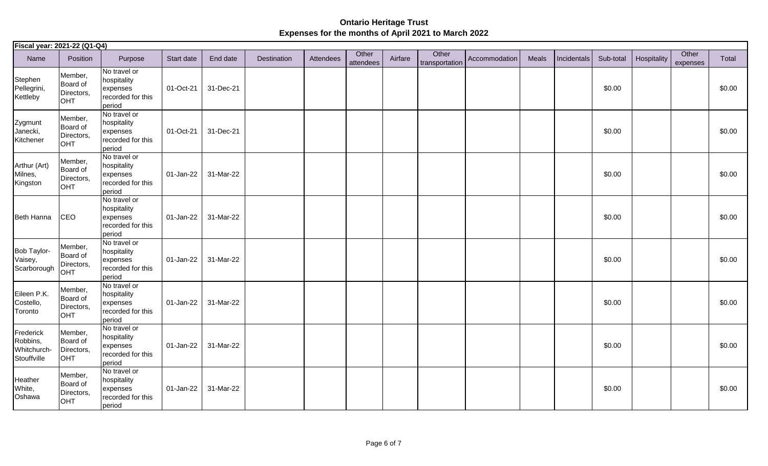# Ontario Heritage Trust

## Expenses for the months of April 2021 to March 2022

| Fiscal year: 2021-22 (Q1-Q4) | | | | | | | | | | | | | | | | |
|---|---|---|---|---|---|---|---|---|---|---|---|---|---|---|---|---|
| Name | Position | Purpose | Start date | End date | Destination | Attendees | Other attendees | Airfare | Other transportation | Accommodation | Meals | Incidentals | Sub-total | Hospitality | Other expenses | Total |
| Stephen Pellegrini, Kettleby | Member, Board of Directors, OHT | No travel or hospitality expenses recorded for this period | 01-Oct-21 | 31-Dec-21 | | | | | | | | | $0.00 | | | $0.00 |
| Zygmunt Janecki, Kitchener | Member, Board of Directors, OHT | No travel or hospitality expenses recorded for this period | 01-Oct-21 | 31-Dec-21 | | | | | | | | | $0.00 | | | $0.00 |
| Arthur (Art) Milnes, Kingston | Member, Board of Directors, OHT | No travel or hospitality expenses recorded for this period | 01-Jan-22 | 31-Mar-22 | | | | | | | | | $0.00 | | | $0.00 |
| Beth Hanna | CEO | No travel or hospitality expenses recorded for this period | 01-Jan-22 | 31-Mar-22 | | | | | | | | | $0.00 | | | $0.00 |
| Bob Taylor-Vaisey, Scarborough | Member, Board of Directors, OHT | No travel or hospitality expenses recorded for this period | 01-Jan-22 | 31-Mar-22 | | | | | | | | | $0.00 | | | $0.00 |
| Eileen P.K. Costello, Toronto | Member, Board of Directors, OHT | No travel or hospitality expenses recorded for this period | 01-Jan-22 | 31-Mar-22 | | | | | | | | | $0.00 | | | $0.00 |
| Frederick Robbins, Whitchurch-Stouffville | Member, Board of Directors, OHT | No travel or hospitality expenses recorded for this period | 01-Jan-22 | 31-Mar-22 | | | | | | | | | $0.00 | | | $0.00 |
| Heather White, Oshawa | Member, Board of Directors, OHT | No travel or hospitality expenses recorded for this period | 01-Jan-22 | 31-Mar-22 | | | | | | | | | $0.00 | | | $0.00 |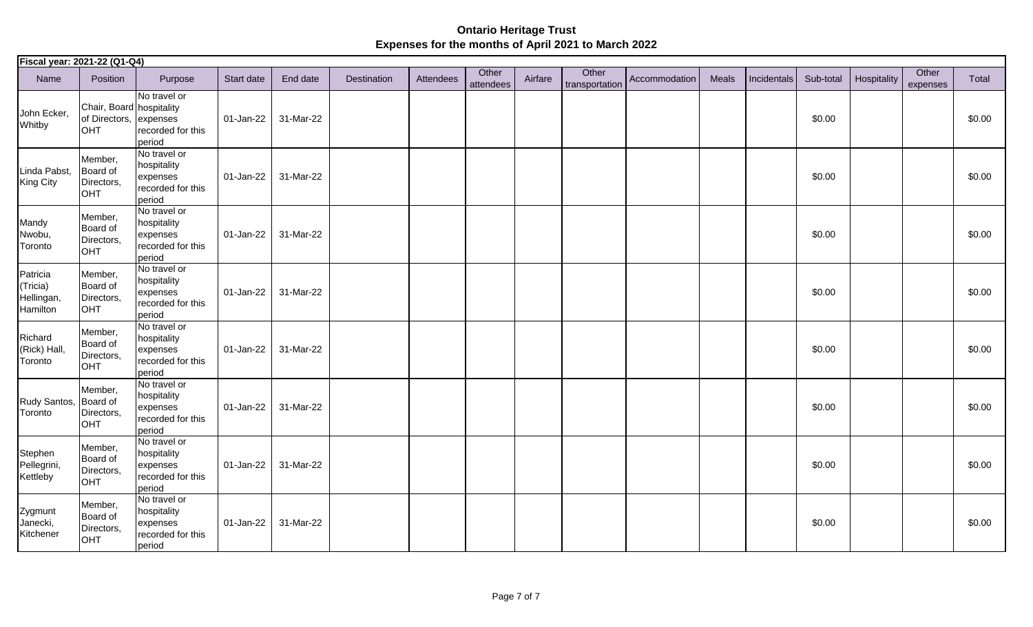# Ontario Heritage Trust
## Expenses for the months of April 2021 to March 2022

| Fiscal year: 2021-22 (Q1-Q4) | | | | | | | | | | | | | | | | |
|---|---|---|---|---|---|---|---|---|---|---|---|---|---|---|---|---|
| Name | Position | Purpose | Start date | End date | Destination | Attendees | Other attendees | Airfare | Other transportation | Accommodation | Meals | Incidentals | Sub-total | Hospitality | Other expenses | Total |
| John Ecker, Whitby | Chair, Board of Directors, OHT | No travel or hospitality expenses recorded for this period | 01-Jan-22 | 31-Mar-22 | | | | | | | | | $0.00 | | | $0.00 |
| Linda Pabst, King City | Member, Board of Directors, OHT | No travel or hospitality expenses recorded for this period | 01-Jan-22 | 31-Mar-22 | | | | | | | | | $0.00 | | | $0.00 |
| Mandy Nwobu, Toronto | Member, Board of Directors, OHT | No travel or hospitality expenses recorded for this period | 01-Jan-22 | 31-Mar-22 | | | | | | | | | $0.00 | | | $0.00 |
| Patricia (Tricia) Hellingan, Hamilton | Member, Board of Directors, OHT | No travel or hospitality expenses recorded for this period | 01-Jan-22 | 31-Mar-22 | | | | | | | | | $0.00 | | | $0.00 |
| Richard (Rick) Hall, Toronto | Member, Board of Directors, OHT | No travel or hospitality expenses recorded for this period | 01-Jan-22 | 31-Mar-22 | | | | | | | | | $0.00 | | | $0.00 |
| Rudy Santos, Toronto | Member, Board of Directors, OHT | No travel or hospitality expenses recorded for this period | 01-Jan-22 | 31-Mar-22 | | | | | | | | | $0.00 | | | $0.00 |
| Stephen Pellegrini, Kettleby | Member, Board of Directors, OHT | No travel or hospitality expenses recorded for this period | 01-Jan-22 | 31-Mar-22 | | | | | | | | | $0.00 | | | $0.00 |
| Zygmunt Janecki, Kitchener | Member, Board of Directors, OHT | No travel or hospitality expenses recorded for this period | 01-Jan-22 | 31-Mar-22 | | | | | | | | | $0.00 | | | $0.00 |